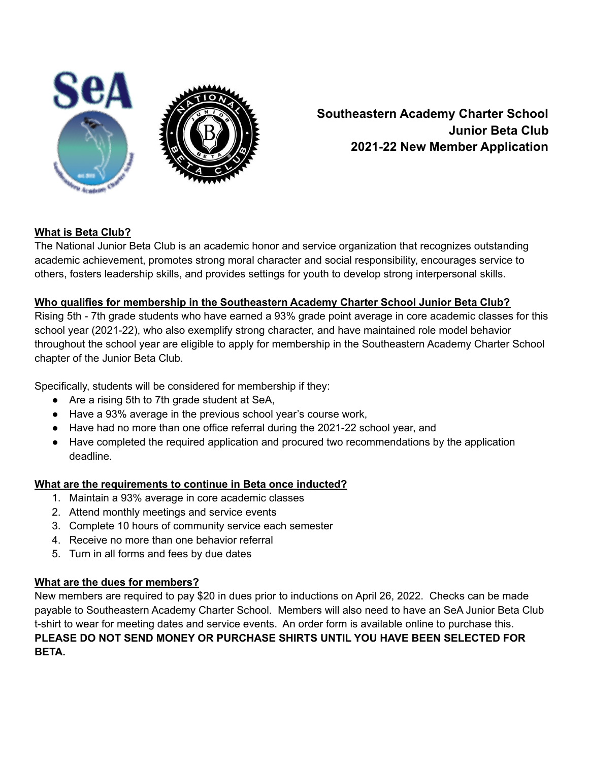# Southeastern Academy Charter School Junior Beta Club 2021-22 New Member Application

## What is Beta Club?

The National Junior Beta Club is an academic honor and service organization that recognizes outstanding academic achievement, promotes strong moral character and social responsibility, encourages service to others, fosters leadership skills, and provides settings for youth to develop strong interpersonal skills.

## Who qualifies for membership in the Southeastern Academy Charter School Junior Beta Club?

Rising 5th - 7th grade students who have earned a 93% grade point average in core academic classes for this school year (2021-22), who also exemplify strong character, and have maintained role model behavior throughout the school year are eligible to apply for membership in the Southeastern Academy Charter School chapter of the Junior Beta Club.

Specifically, students will be considered for membership if they:

- Are a rising 5th to 7th grade student at SeA,
- Have a 93% average in the previous school year's course work,
- Have had no more than one office referral during the 2021-22 school year, and
- Have completed the required application and procured two recommendations by the application deadline.

## What are the requirements to continue in Beta once inducted?

1. Maintain a 93% average in core academic classes
2. Attend monthly meetings and service events
3. Complete 10 hours of community service each semester
4. Receive no more than one behavior referral
5. Turn in all forms and fees by due dates

## What are the dues for members?

New members are required to pay $20 in dues prior to inductions on April 26, 2022. Checks can be made payable to Southeastern Academy Charter School. Members will also need to have an SeA Junior Beta Club t-shirt to wear for meeting dates and service events. An order form is available online to purchase this.

**PLEASE DO NOT SEND MONEY OR PURCHASE SHIRTS UNTIL YOU HAVE BEEN SELECTED FOR BETA.**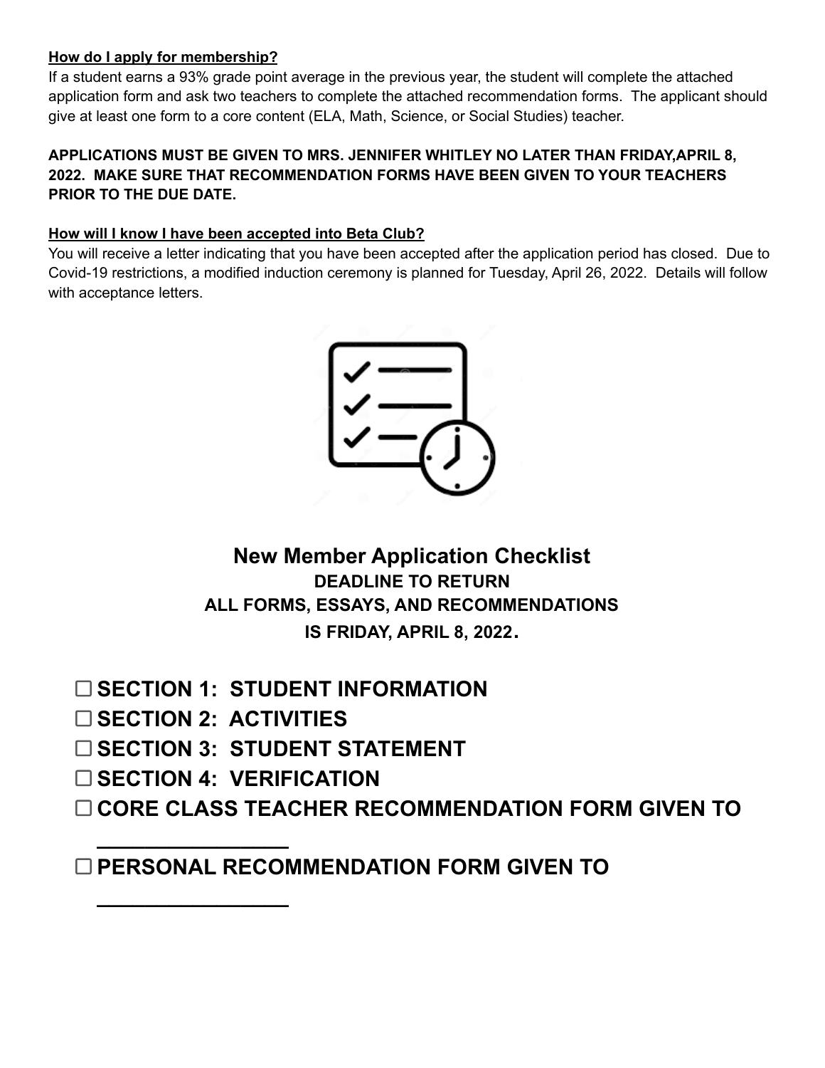**How do I apply for membership?**

If a student earns a 93% grade point average in the previous year, the student will complete the attached application form and ask two teachers to complete the attached recommendation forms. The applicant should give at least one form to a core content (ELA, Math, Science, or Social Studies) teacher.

**APPLICATIONS MUST BE GIVEN TO MRS. JENNIFER WHITLEY NO LATER THAN FRIDAY,APRIL 8, 2022. MAKE SURE THAT RECOMMENDATION FORMS HAVE BEEN GIVEN TO YOUR TEACHERS PRIOR TO THE DUE DATE.**

**How will I know I have been accepted into Beta Club?**

You will receive a letter indicating that you have been accepted after the application period has closed. Due to Covid-19 restrictions, a modified induction ceremony is planned for Tuesday, April 26, 2022. Details will follow with acceptance letters.

## New Member Application Checklist

**DEADLINE TO RETURN**
**ALL FORMS, ESSAYS, AND RECOMMENDATIONS**
**IS FRIDAY, APRIL 8, 2022.**

- ☐ **SECTION 1: STUDENT INFORMATION**
- ☐ **SECTION 2: ACTIVITIES**
- ☐ **SECTION 3: STUDENT STATEMENT**
- ☐ **SECTION 4: VERIFICATION**
- ☐ **CORE CLASS TEACHER RECOMMENDATION FORM GIVEN TO ________________**
- ☐ **PERSONAL RECOMMENDATION FORM GIVEN TO ________________**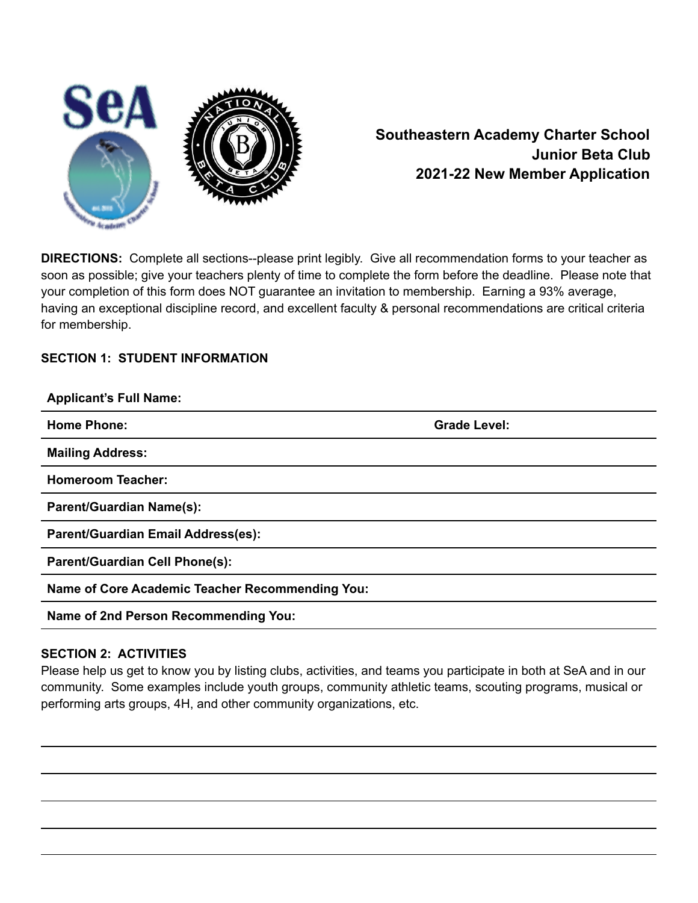**Southeastern Academy Charter School**
**Junior Beta Club**
**2021-22 New Member Application**

**DIRECTIONS:** Complete all sections--please print legibly. Give all recommendation forms to your teacher as soon as possible; give your teachers plenty of time to complete the form before the deadline. Please note that your completion of this form does NOT guarantee an invitation to membership. Earning a 93% average, having an exceptional discipline record, and excellent faculty & personal recommendations are critical criteria for membership.

**SECTION 1: STUDENT INFORMATION**

**Applicant's Full Name:** ______________________________

**Home Phone:** ______________________________ **Grade Level:** ______________

**Mailing Address:** ______________________________

**Homeroom Teacher:** ______________________________

**Parent/Guardian Name(s):** ______________________________

**Parent/Guardian Email Address(es):** ______________________________

**Parent/Guardian Cell Phone(s):** ______________________________

**Name of Core Academic Teacher Recommending You:** ______________________________

**Name of 2nd Person Recommending You:** ______________________________

**SECTION 2: ACTIVITIES**

Please help us get to know you by listing clubs, activities, and teams you participate in both at SeA and in our community. Some examples include youth groups, community athletic teams, scouting programs, musical or performing arts groups, 4H, and other community organizations, etc.

______________________________

______________________________

______________________________

______________________________

______________________________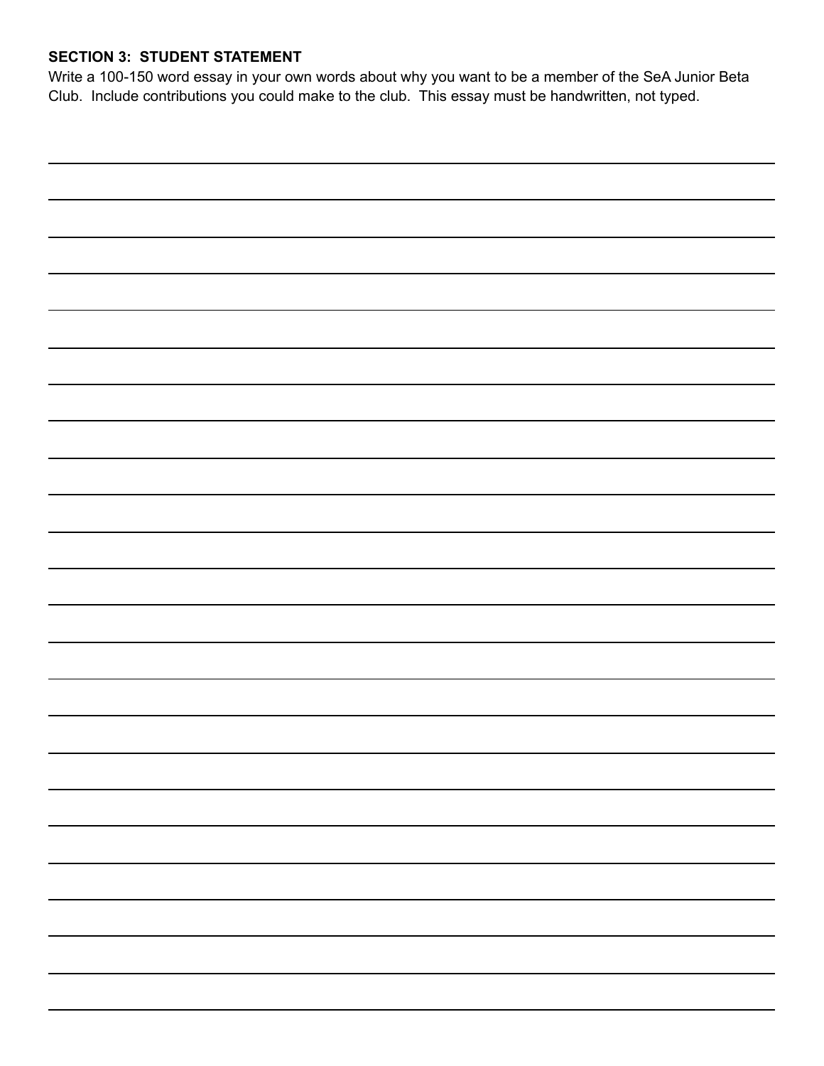**SECTION 3: STUDENT STATEMENT**

Write a 100-150 word essay in your own words about why you want to be a member of the SeA Junior Beta Club. Include contributions you could make to the club. This essay must be handwritten, not typed.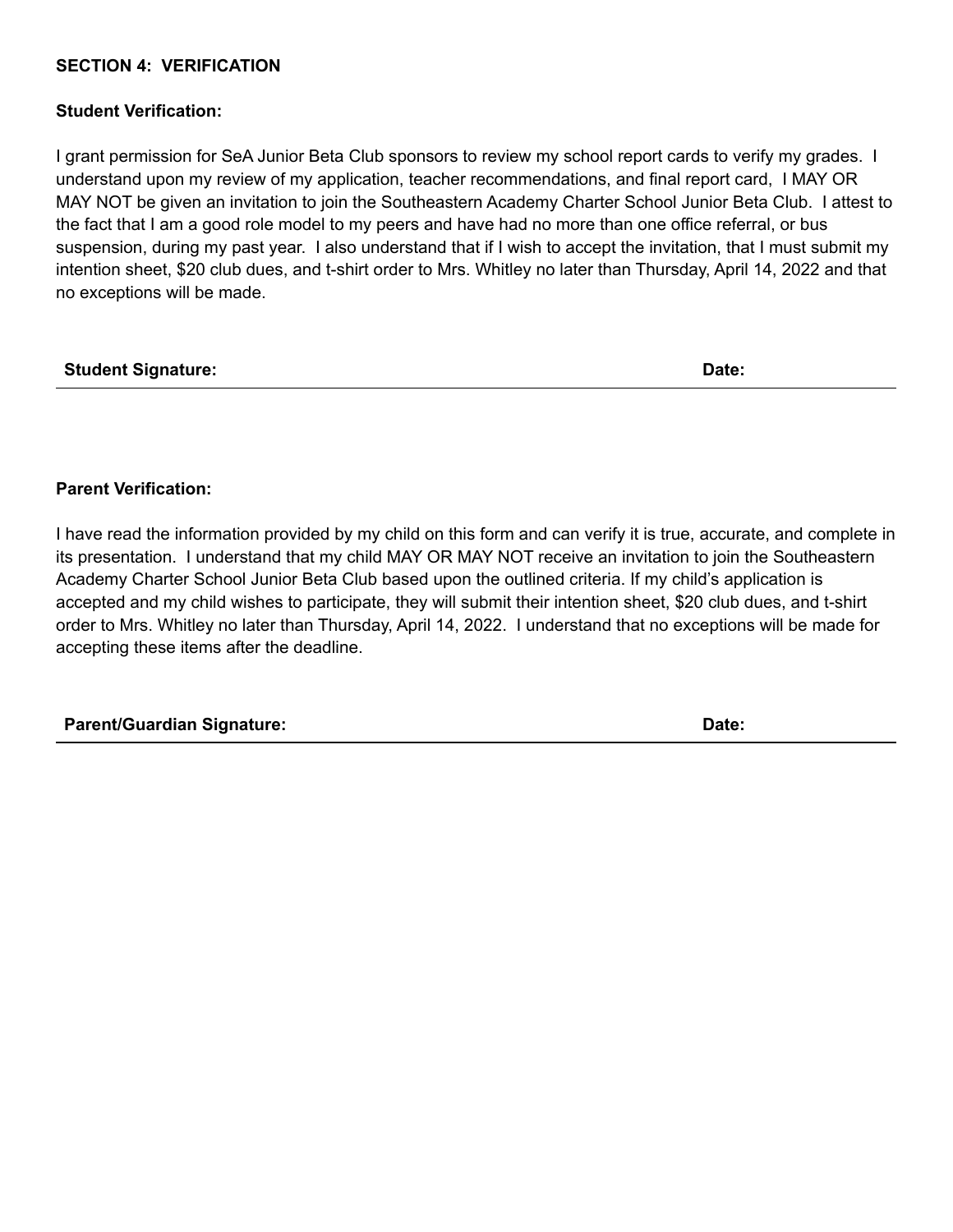**SECTION 4: VERIFICATION**

**Student Verification:**

I grant permission for SeA Junior Beta Club sponsors to review my school report cards to verify my grades. I understand upon my review of my application, teacher recommendations, and final report card, I MAY OR MAY NOT be given an invitation to join the Southeastern Academy Charter School Junior Beta Club. I attest to the fact that I am a good role model to my peers and have had no more than one office referral, or bus suspension, during my past year. I also understand that if I wish to accept the invitation, that I must submit my intention sheet, $20 club dues, and t-shirt order to Mrs. Whitley no later than Thursday, April 14, 2022 and that no exceptions will be made.

**Student Signature:** ______________________________ **Date:** __________

**Parent Verification:**

I have read the information provided by my child on this form and can verify it is true, accurate, and complete in its presentation. I understand that my child MAY OR MAY NOT receive an invitation to join the Southeastern Academy Charter School Junior Beta Club based upon the outlined criteria. If my child's application is accepted and my child wishes to participate, they will submit their intention sheet, $20 club dues, and t-shirt order to Mrs. Whitley no later than Thursday, April 14, 2022. I understand that no exceptions will be made for accepting these items after the deadline.

**Parent/Guardian Signature:** ______________________________ **Date:** __________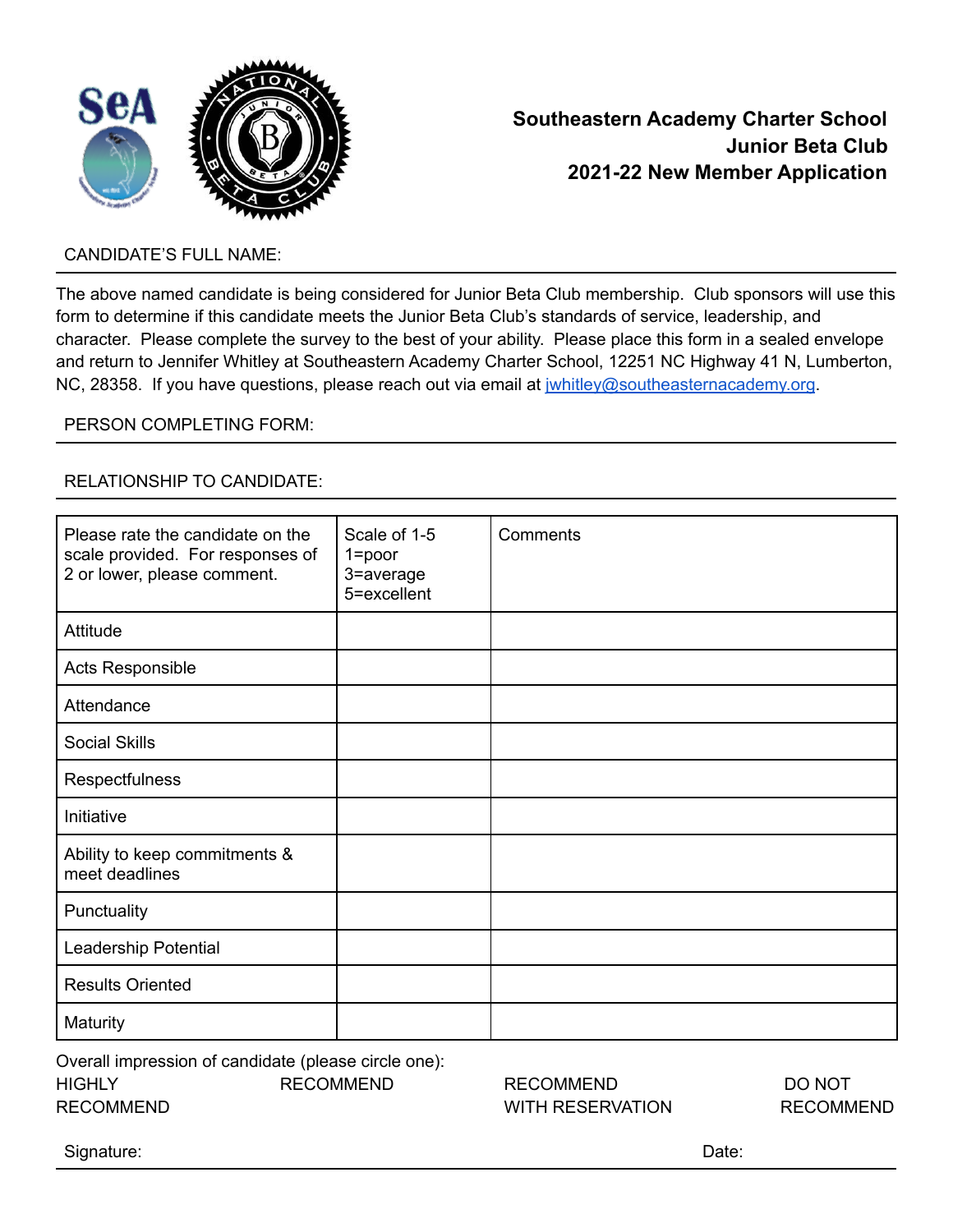**Southeastern Academy Charter School**
**Junior Beta Club**
**2021-22 New Member Application**

CANDIDATE'S FULL NAME:

---

The above named candidate is being considered for Junior Beta Club membership. Club sponsors will use this form to determine if this candidate meets the Junior Beta Club's standards of service, leadership, and character. Please complete the survey to the best of your ability. Please place this form in a sealed envelope and return to Jennifer Whitley at Southeastern Academy Charter School, 12251 NC Highway 41 N, Lumberton, NC, 28358. If you have questions, please reach out via email at jwhitley@southeasternacademy.org.

PERSON COMPLETING FORM:

---

RELATIONSHIP TO CANDIDATE:

---

| Please rate the candidate on the scale provided. For responses of 2 or lower, please comment. | Scale of 1-5<br>1=poor<br>3=average<br>5=excellent | Comments |
|---|---|---|
| Attitude | | |
| Acts Responsible | | |
| Attendance | | |
| Social Skills | | |
| Respectfulness | | |
| Initiative | | |
| Ability to keep commitments & meet deadlines | | |
| Punctuality | | |
| Leadership Potential | | |
| Results Oriented | | |
| Maturity | | |

Overall impression of candidate (please circle one):

HIGHLY RECOMMEND    RECOMMEND    RECOMMEND WITH RESERVATION    DO NOT RECOMMEND

Signature:    Date:

---